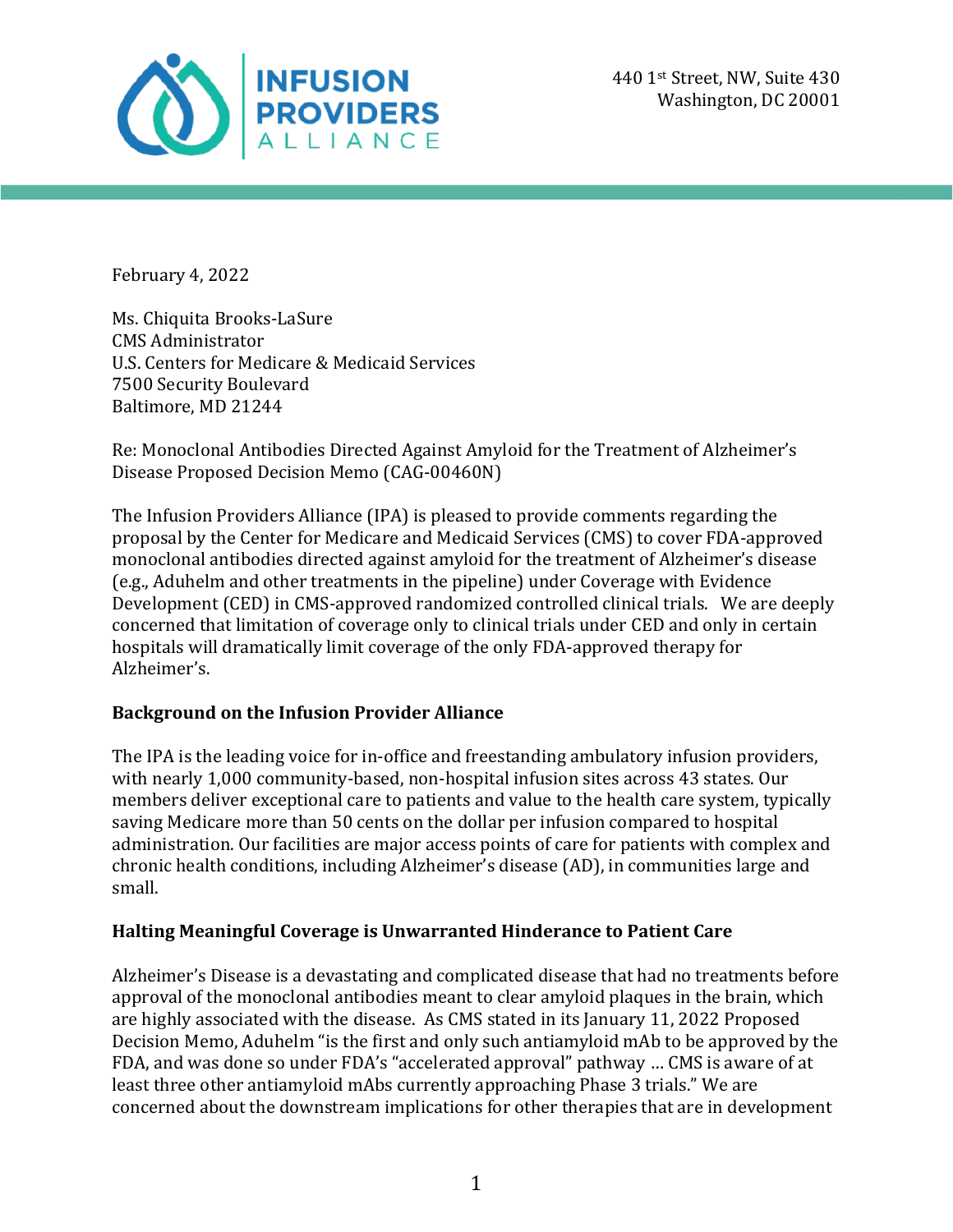INFUSION PROVIDERS ALLIANCE

440 1st Street, NW, Suite 430
Washington, DC 20001

February 4, 2022

Ms. Chiquita Brooks-LaSure
CMS Administrator
U.S. Centers for Medicare & Medicaid Services
7500 Security Boulevard
Baltimore, MD 21244

Re: Monoclonal Antibodies Directed Against Amyloid for the Treatment of Alzheimer's Disease Proposed Decision Memo (CAG-00460N)

The Infusion Providers Alliance (IPA) is pleased to provide comments regarding the proposal by the Center for Medicare and Medicaid Services (CMS) to cover FDA-approved monoclonal antibodies directed against amyloid for the treatment of Alzheimer's disease (e.g., Aduhelm and other treatments in the pipeline) under Coverage with Evidence Development (CED) in CMS-approved randomized controlled clinical trials. We are deeply concerned that limitation of coverage only to clinical trials under CED and only in certain hospitals will dramatically limit coverage of the only FDA-approved therapy for Alzheimer's.

**Background on the Infusion Provider Alliance**

The IPA is the leading voice for in-office and freestanding ambulatory infusion providers, with nearly 1,000 community-based, non-hospital infusion sites across 43 states. Our members deliver exceptional care to patients and value to the health care system, typically saving Medicare more than 50 cents on the dollar per infusion compared to hospital administration. Our facilities are major access points of care for patients with complex and chronic health conditions, including Alzheimer's disease (AD), in communities large and small.

**Halting Meaningful Coverage is Unwarranted Hinderance to Patient Care**

Alzheimer's Disease is a devastating and complicated disease that had no treatments before approval of the monoclonal antibodies meant to clear amyloid plaques in the brain, which are highly associated with the disease. As CMS stated in its January 11, 2022 Proposed Decision Memo, Aduhelm "is the first and only such antiamyloid mAb to be approved by the FDA, and was done so under FDA's "accelerated approval" pathway … CMS is aware of at least three other antiamyloid mAbs currently approaching Phase 3 trials." We are concerned about the downstream implications for other therapies that are in development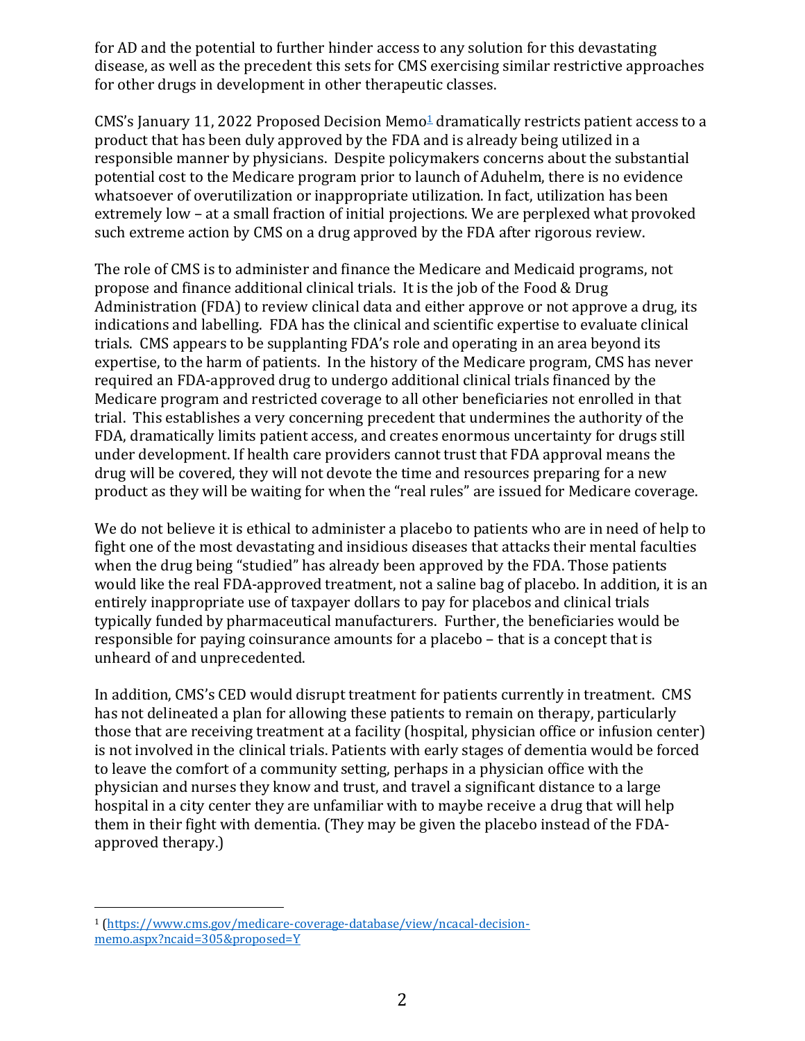for AD and the potential to further hinder access to any solution for this devastating disease, as well as the precedent this sets for CMS exercising similar restrictive approaches for other drugs in development in other therapeutic classes.

CMS's January 11, 2022 Proposed Decision Memo[1] dramatically restricts patient access to a product that has been duly approved by the FDA and is already being utilized in a responsible manner by physicians. Despite policymakers concerns about the substantial potential cost to the Medicare program prior to launch of Aduhelm, there is no evidence whatsoever of overutilization or inappropriate utilization. In fact, utilization has been extremely low – at a small fraction of initial projections. We are perplexed what provoked such extreme action by CMS on a drug approved by the FDA after rigorous review.

The role of CMS is to administer and finance the Medicare and Medicaid programs, not propose and finance additional clinical trials. It is the job of the Food & Drug Administration (FDA) to review clinical data and either approve or not approve a drug, its indications and labelling. FDA has the clinical and scientific expertise to evaluate clinical trials. CMS appears to be supplanting FDA's role and operating in an area beyond its expertise, to the harm of patients. In the history of the Medicare program, CMS has never required an FDA-approved drug to undergo additional clinical trials financed by the Medicare program and restricted coverage to all other beneficiaries not enrolled in that trial. This establishes a very concerning precedent that undermines the authority of the FDA, dramatically limits patient access, and creates enormous uncertainty for drugs still under development. If health care providers cannot trust that FDA approval means the drug will be covered, they will not devote the time and resources preparing for a new product as they will be waiting for when the "real rules" are issued for Medicare coverage.

We do not believe it is ethical to administer a placebo to patients who are in need of help to fight one of the most devastating and insidious diseases that attacks their mental faculties when the drug being "studied" has already been approved by the FDA. Those patients would like the real FDA-approved treatment, not a saline bag of placebo. In addition, it is an entirely inappropriate use of taxpayer dollars to pay for placebos and clinical trials typically funded by pharmaceutical manufacturers. Further, the beneficiaries would be responsible for paying coinsurance amounts for a placebo – that is a concept that is unheard of and unprecedented.

In addition, CMS's CED would disrupt treatment for patients currently in treatment. CMS has not delineated a plan for allowing these patients to remain on therapy, particularly those that are receiving treatment at a facility (hospital, physician office or infusion center) is not involved in the clinical trials. Patients with early stages of dementia would be forced to leave the comfort of a community setting, perhaps in a physician office with the physician and nurses they know and trust, and travel a significant distance to a large hospital in a city center they are unfamiliar with to maybe receive a drug that will help them in their fight with dementia. (They may be given the placebo instead of the FDA-approved therapy.)

---

[1] (https://www.cms.gov/medicare-coverage-database/view/ncacal-decision-memo.aspx?ncaid=305&proposed=Y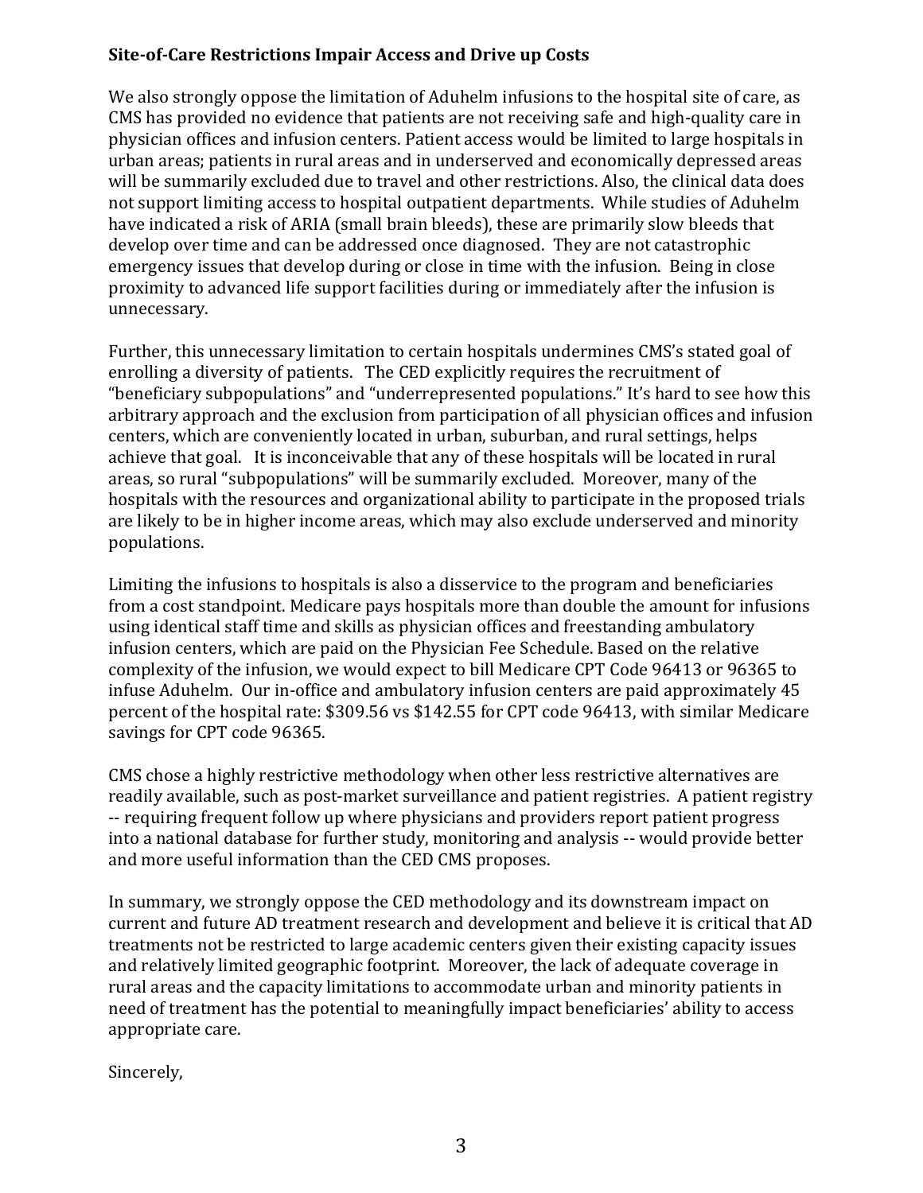**Site-of-Care Restrictions Impair Access and Drive up Costs**

We also strongly oppose the limitation of Aduhelm infusions to the hospital site of care, as CMS has provided no evidence that patients are not receiving safe and high-quality care in physician offices and infusion centers. Patient access would be limited to large hospitals in urban areas; patients in rural areas and in underserved and economically depressed areas will be summarily excluded due to travel and other restrictions. Also, the clinical data does not support limiting access to hospital outpatient departments. While studies of Aduhelm have indicated a risk of ARIA (small brain bleeds), these are primarily slow bleeds that develop over time and can be addressed once diagnosed. They are not catastrophic emergency issues that develop during or close in time with the infusion. Being in close proximity to advanced life support facilities during or immediately after the infusion is unnecessary.

Further, this unnecessary limitation to certain hospitals undermines CMS's stated goal of enrolling a diversity of patients. The CED explicitly requires the recruitment of "beneficiary subpopulations" and "underrepresented populations." It's hard to see how this arbitrary approach and the exclusion from participation of all physician offices and infusion centers, which are conveniently located in urban, suburban, and rural settings, helps achieve that goal. It is inconceivable that any of these hospitals will be located in rural areas, so rural "subpopulations" will be summarily excluded. Moreover, many of the hospitals with the resources and organizational ability to participate in the proposed trials are likely to be in higher income areas, which may also exclude underserved and minority populations.

Limiting the infusions to hospitals is also a disservice to the program and beneficiaries from a cost standpoint. Medicare pays hospitals more than double the amount for infusions using identical staff time and skills as physician offices and freestanding ambulatory infusion centers, which are paid on the Physician Fee Schedule. Based on the relative complexity of the infusion, we would expect to bill Medicare CPT Code 96413 or 96365 to infuse Aduhelm. Our in-office and ambulatory infusion centers are paid approximately 45 percent of the hospital rate: $309.56 vs $142.55 for CPT code 96413, with similar Medicare savings for CPT code 96365.

CMS chose a highly restrictive methodology when other less restrictive alternatives are readily available, such as post-market surveillance and patient registries. A patient registry -- requiring frequent follow up where physicians and providers report patient progress into a national database for further study, monitoring and analysis -- would provide better and more useful information than the CED CMS proposes.

In summary, we strongly oppose the CED methodology and its downstream impact on current and future AD treatment research and development and believe it is critical that AD treatments not be restricted to large academic centers given their existing capacity issues and relatively limited geographic footprint. Moreover, the lack of adequate coverage in rural areas and the capacity limitations to accommodate urban and minority patients in need of treatment has the potential to meaningfully impact beneficiaries' ability to access appropriate care.

Sincerely,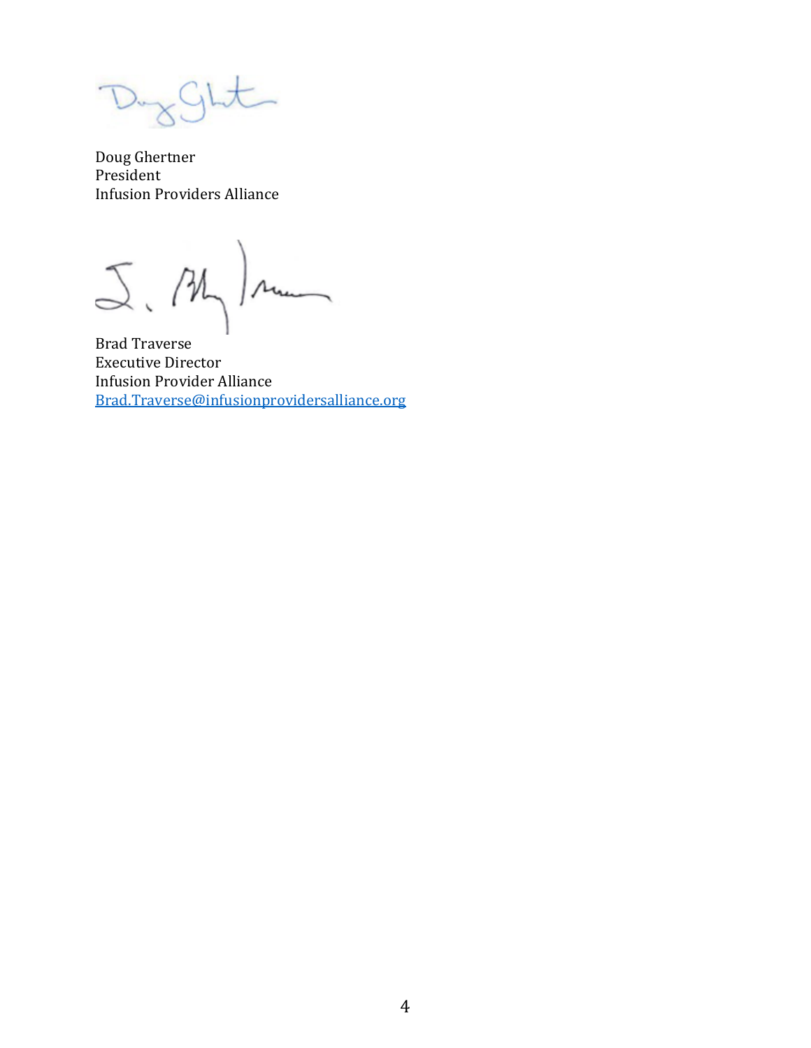Doug Ghertner
President
Infusion Providers Alliance

Brad Traverse
Executive Director
Infusion Provider Alliance
Brad.Traverse@infusionprovidersalliance.org